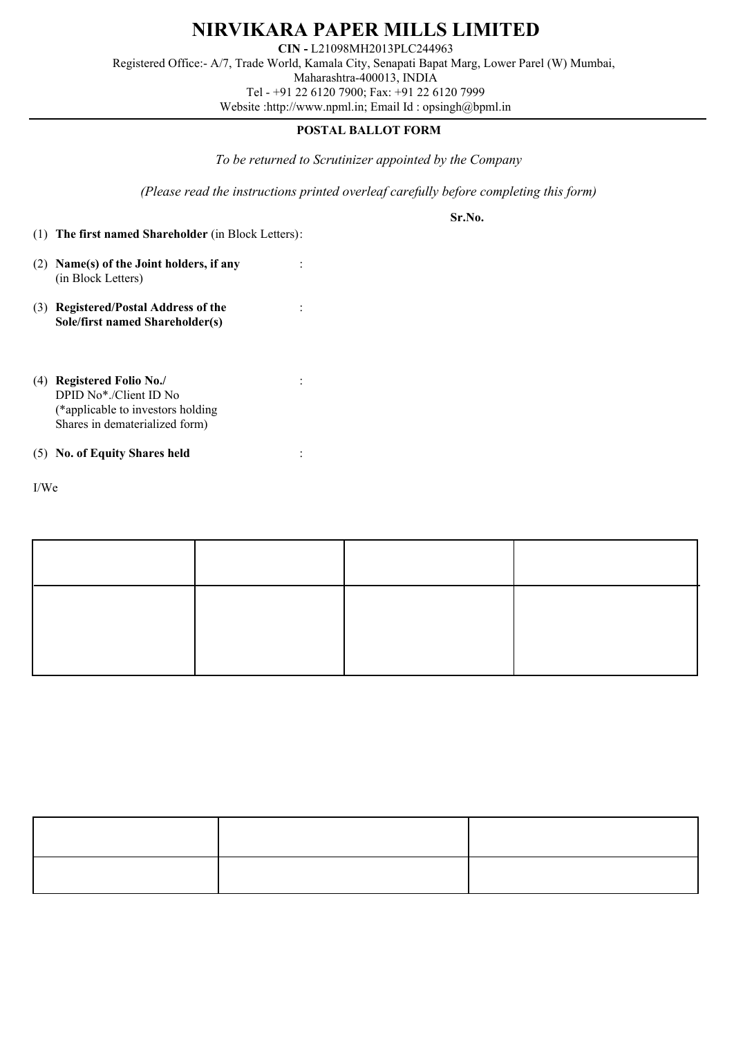# NIRVIKARA PAPER MILLS LIMITED

**CIN -** L21098MH2013PLC244963

Registered Office:- A/7, Trade World, Kamala City, Senapati Bapat Marg, Lower Parel (W) Mumbai, Maharashtra-400013, INDIA

Tel - +91 22 6120 7900; Fax: +91 22 6120 7999

Website :http://www.npml.in; Email Id : opsingh@bpml.in

## POSTAL BALLOT FORM

*To be returned to Scrutinizer appointed by the Company*

*(Please read the instructions printed overleaf carefully before completing this form)*

**Sr.No.**

(1) **The first named Shareholder** (in Block Letters):

(2) **Name(s) of the Joint holders, if any** (in Block Letters) :

(3) **Registered/Postal Address of the Sole/first named Shareholder(s)** :

(4) **Registered Folio No./** DPID No*./Client ID No (*applicable to investors holding Shares in dematerialized form) :

(5) **No. of Equity Shares held** :

I/We

| | | | |
|---|---|---|---|
| | | | |

| | | |
|---|---|---|
| | | |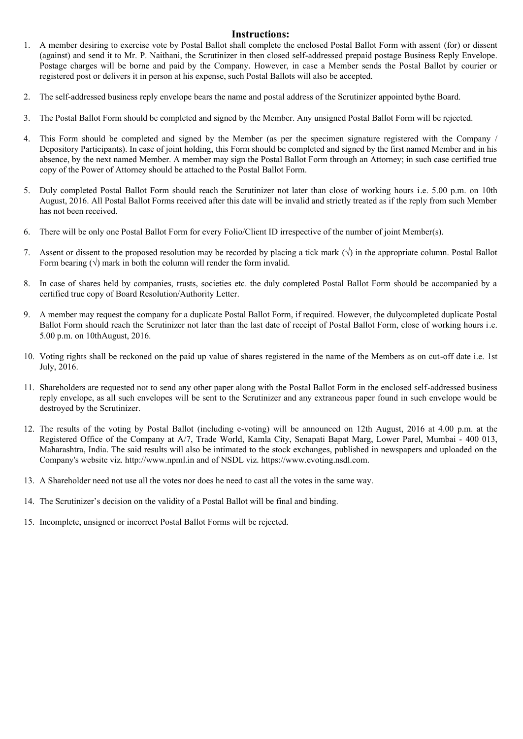## Instructions:

1. A member desiring to exercise vote by Postal Ballot shall complete the enclosed Postal Ballot Form with assent (for) or dissent (against) and send it to Mr. P. Naithani, the Scrutinizer in then closed self-addressed prepaid postage Business Reply Envelope. Postage charges will be borne and paid by the Company. However, in case a Member sends the Postal Ballot by courier or registered post or delivers it in person at his expense, such Postal Ballots will also be accepted.

2. The self-addressed business reply envelope bears the name and postal address of the Scrutinizer appointed bythe Board.

3. The Postal Ballot Form should be completed and signed by the Member. Any unsigned Postal Ballot Form will be rejected.

4. This Form should be completed and signed by the Member (as per the specimen signature registered with the Company / Depository Participants). In case of joint holding, this Form should be completed and signed by the first named Member and in his absence, by the next named Member. A member may sign the Postal Ballot Form through an Attorney; in such case certified true copy of the Power of Attorney should be attached to the Postal Ballot Form.

5. Duly completed Postal Ballot Form should reach the Scrutinizer not later than close of working hours i.e. 5.00 p.m. on 10th August, 2016. All Postal Ballot Forms received after this date will be invalid and strictly treated as if the reply from such Member has not been received.

6. There will be only one Postal Ballot Form for every Folio/Client ID irrespective of the number of joint Member(s).

7. Assent or dissent to the proposed resolution may be recorded by placing a tick mark (√) in the appropriate column. Postal Ballot Form bearing (√) mark in both the column will render the form invalid.

8. In case of shares held by companies, trusts, societies etc. the duly completed Postal Ballot Form should be accompanied by a certified true copy of Board Resolution/Authority Letter.

9. A member may request the company for a duplicate Postal Ballot Form, if required. However, the dulycompleted duplicate Postal Ballot Form should reach the Scrutinizer not later than the last date of receipt of Postal Ballot Form, close of working hours i.e. 5.00 p.m. on 10thAugust, 2016.

10. Voting rights shall be reckoned on the paid up value of shares registered in the name of the Members as on cut-off date i.e. 1st July, 2016.

11. Shareholders are requested not to send any other paper along with the Postal Ballot Form in the enclosed self-addressed business reply envelope, as all such envelopes will be sent to the Scrutinizer and any extraneous paper found in such envelope would be destroyed by the Scrutinizer.

12. The results of the voting by Postal Ballot (including e-voting) will be announced on 12th August, 2016 at 4.00 p.m. at the Registered Office of the Company at A/7, Trade World, Kamla City, Senapati Bapat Marg, Lower Parel, Mumbai - 400 013, Maharashtra, India. The said results will also be intimated to the stock exchanges, published in newspapers and uploaded on the Company's website viz. http://www.npml.in and of NSDL viz. https://www.evoting.nsdl.com.

13. A Shareholder need not use all the votes nor does he need to cast all the votes in the same way.

14. The Scrutinizer's decision on the validity of a Postal Ballot will be final and binding.

15. Incomplete, unsigned or incorrect Postal Ballot Forms will be rejected.